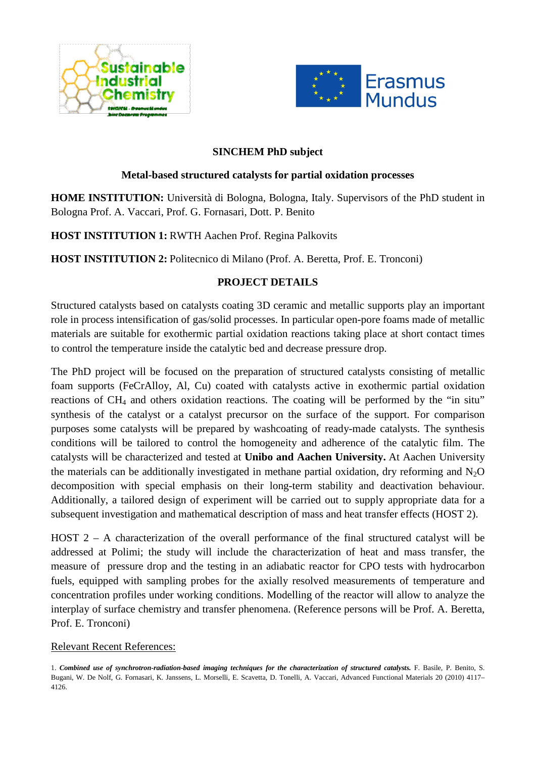**SINCHEM PhD subject**

**Metal-based structured catalysts for partial oxidation processes**

**HOME INSTITUTION:** Università di Bologna, Bologna, Italy. Supervisors of the PhD student in Bologna Prof. A. Vaccari, Prof. G. Fornasari, Dott. P. Benito

**HOST INSTITUTION 1:** RWTH Aachen Prof. Regina Palkovits

**HOST INSTITUTION 2:** Politecnico di Milano (Prof. A. Beretta, Prof. E. Tronconi)

## PROJECT DETAILS

Structured catalysts based on catalysts coating 3D ceramic and metallic supports play an important role in process intensification of gas/solid processes. In particular open-pore foams made of metallic materials are suitable for exothermic partial oxidation reactions taking place at short contact times to control the temperature inside the catalytic bed and decrease pressure drop.

The PhD project will be focused on the preparation of structured catalysts consisting of metallic foam supports (FeCrAlloy, Al, Cu) coated with catalysts active in exothermic partial oxidation reactions of $CH_4$ and others oxidation reactions. The coating will be performed by the "in situ" synthesis of the catalyst or a catalyst precursor on the surface of the support. For comparison purposes some catalysts will be prepared by washcoating of ready-made catalysts. The synthesis conditions will be tailored to control the homogeneity and adherence of the catalytic film. The catalysts will be characterized and tested at **Unibo and Aachen University.** At Aachen University the materials can be additionally investigated in methane partial oxidation, dry reforming and $N_2O$ decomposition with special emphasis on their long-term stability and deactivation behaviour. Additionally, a tailored design of experiment will be carried out to supply appropriate data for a subsequent investigation and mathematical description of mass and heat transfer effects (HOST 2).

HOST 2 – A characterization of the overall performance of the final structured catalyst will be addressed at Polimi; the study will include the characterization of heat and mass transfer, the measure of pressure drop and the testing in an adiabatic reactor for CPO tests with hydrocarbon fuels, equipped with sampling probes for the axially resolved measurements of temperature and concentration profiles under working conditions. Modelling of the reactor will allow to analyze the interplay of surface chemistry and transfer phenomena. (Reference persons will be Prof. A. Beretta, Prof. E. Tronconi)

Relevant Recent References:

1. ***Combined use of synchrotron-radiation-based imaging techniques for the characterization of structured catalysts.*** F. Basile, P. Benito, S. Bugani, W. De Nolf, G. Fornasari, K. Janssens, L. Morselli, E. Scavetta, D. Tonelli, A. Vaccari, Advanced Functional Materials 20 (2010) 4117–4126.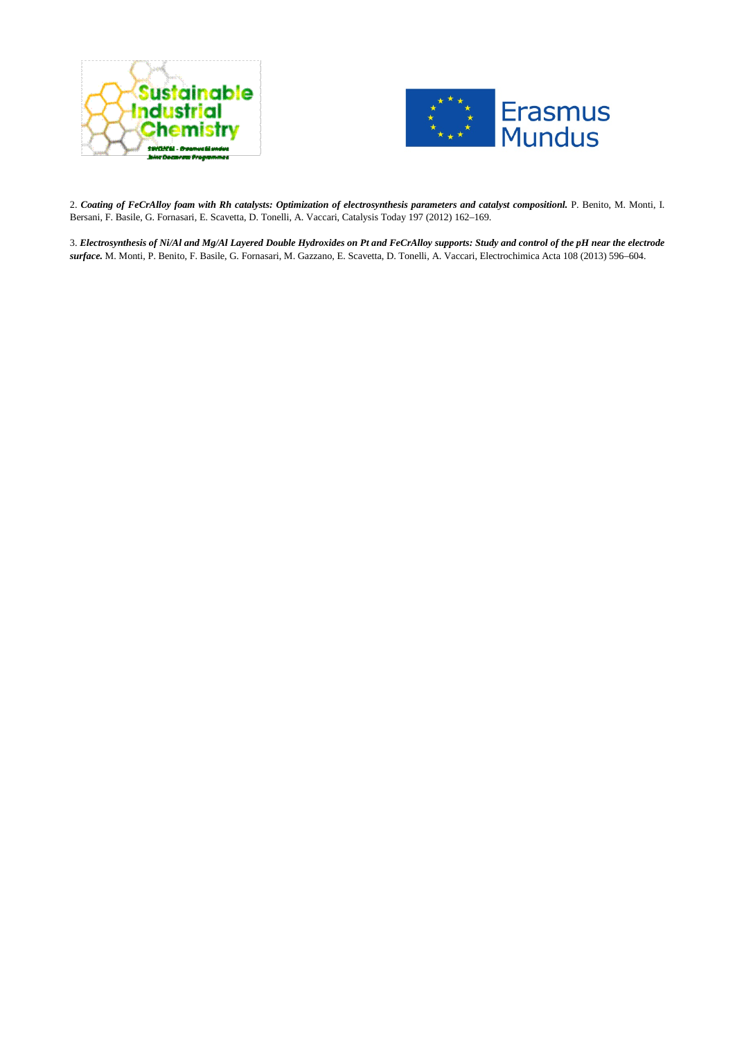2. ***Coating of FeCrAlloy foam with Rh catalysts: Optimization of electrosynthesis parameters and catalyst compositionl.*** P. Benito, M. Monti, I. Bersani, F. Basile, G. Fornasari, E. Scavetta, D. Tonelli, A. Vaccari, Catalysis Today 197 (2012) 162–169.

3. ***Electrosynthesis of Ni/Al and Mg/Al Layered Double Hydroxides on Pt and FeCrAlloy supports: Study and control of the pH near the electrode surface.*** M. Monti, P. Benito, F. Basile, G. Fornasari, M. Gazzano, E. Scavetta, D. Tonelli, A. Vaccari, Electrochimica Acta 108 (2013) 596–604.